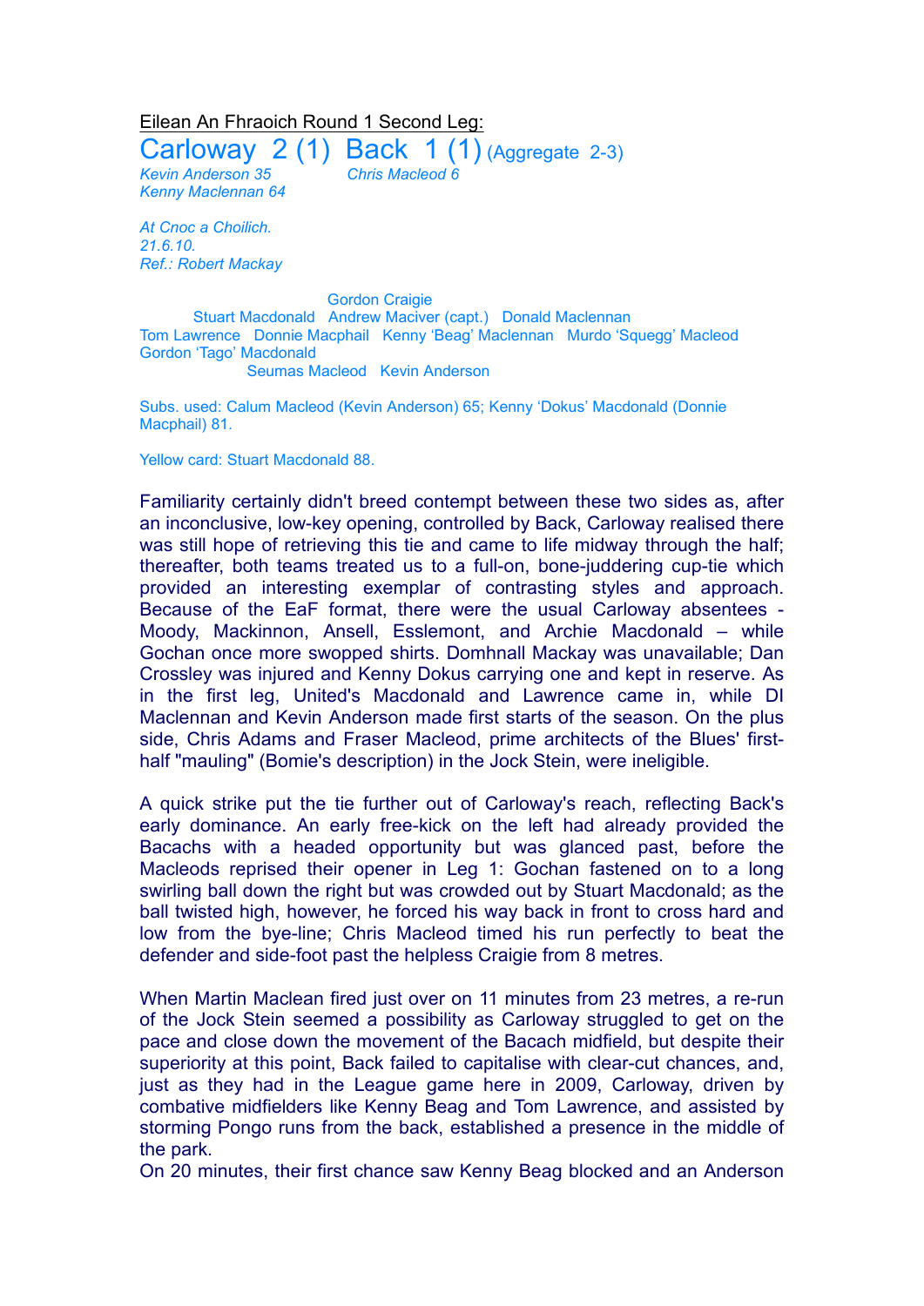Eilean An Fhraoich Round 1 Second Leg:

## Carloway 2 (1) Back 1 (1) (Aggregate 2-3)

*Kevin Anderson 35* *Chris Macleod 6*
*Kenny Maclennan 64*

*At Cnoc a Choilich.*
*21.6.10.*
*Ref.: Robert Mackay*

Gordon Craigie
Stuart Macdonald Andrew Maciver (capt.) Donald Maclennan
Tom Lawrence Donnie Macphail Kenny 'Beag' Maclennan Murdo 'Squegg' Macleod
Gordon 'Tago' Macdonald
Seumas Macleod Kevin Anderson

Subs. used: Calum Macleod (Kevin Anderson) 65; Kenny 'Dokus' Macdonald (Donnie Macphail) 81.

Yellow card: Stuart Macdonald 88.

Familiarity certainly didn't breed contempt between these two sides as, after an inconclusive, low-key opening, controlled by Back, Carloway realised there was still hope of retrieving this tie and came to life midway through the half; thereafter, both teams treated us to a full-on, bone-juddering cup-tie which provided an interesting exemplar of contrasting styles and approach. Because of the EaF format, there were the usual Carloway absentees - Moody, Mackinnon, Ansell, Esslemont, and Archie Macdonald – while Gochan once more swopped shirts. Domhnall Mackay was unavailable; Dan Crossley was injured and Kenny Dokus carrying one and kept in reserve. As in the first leg, United's Macdonald and Lawrence came in, while DI Maclennan and Kevin Anderson made first starts of the season. On the plus side, Chris Adams and Fraser Macleod, prime architects of the Blues' first-half "mauling" (Bomie's description) in the Jock Stein, were ineligible.

A quick strike put the tie further out of Carloway's reach, reflecting Back's early dominance. An early free-kick on the left had already provided the Bacachs with a headed opportunity but was glanced past, before the Macleods reprised their opener in Leg 1: Gochan fastened on to a long swirling ball down the right but was crowded out by Stuart Macdonald; as the ball twisted high, however, he forced his way back in front to cross hard and low from the bye-line; Chris Macleod timed his run perfectly to beat the defender and side-foot past the helpless Craigie from 8 metres.

When Martin Maclean fired just over on 11 minutes from 23 metres, a re-run of the Jock Stein seemed a possibility as Carloway struggled to get on the pace and close down the movement of the Bacach midfield, but despite their superiority at this point, Back failed to capitalise with clear-cut chances, and, just as they had in the League game here in 2009, Carloway, driven by combative midfielders like Kenny Beag and Tom Lawrence, and assisted by storming Pongo runs from the back, established a presence in the middle of the park.
On 20 minutes, their first chance saw Kenny Beag blocked and an Anderson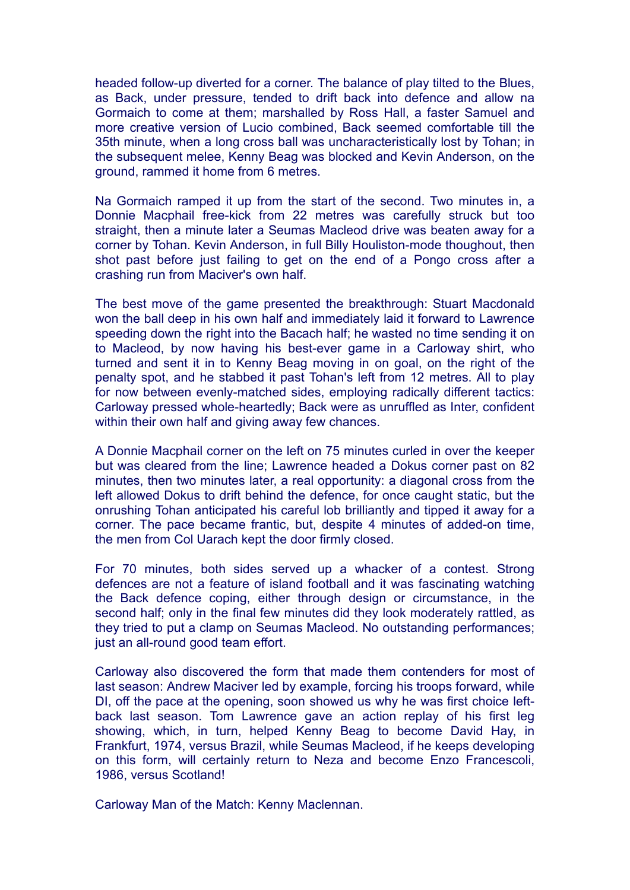headed follow-up diverted for a corner. The balance of play tilted to the Blues, as Back, under pressure, tended to drift back into defence and allow na Gormaich to come at them; marshalled by Ross Hall, a faster Samuel and more creative version of Lucio combined, Back seemed comfortable till the 35th minute, when a long cross ball was uncharacteristically lost by Tohan; in the subsequent melee, Kenny Beag was blocked and Kevin Anderson, on the ground, rammed it home from 6 metres.

Na Gormaich ramped it up from the start of the second. Two minutes in, a Donnie Macphail free-kick from 22 metres was carefully struck but too straight, then a minute later a Seumas Macleod drive was beaten away for a corner by Tohan. Kevin Anderson, in full Billy Houliston-mode thoughout, then shot past before just failing to get on the end of a Pongo cross after a crashing run from Maciver's own half.

The best move of the game presented the breakthrough: Stuart Macdonald won the ball deep in his own half and immediately laid it forward to Lawrence speeding down the right into the Bacach half; he wasted no time sending it on to Macleod, by now having his best-ever game in a Carloway shirt, who turned and sent it in to Kenny Beag moving in on goal, on the right of the penalty spot, and he stabbed it past Tohan's left from 12 metres. All to play for now between evenly-matched sides, employing radically different tactics: Carloway pressed whole-heartedly; Back were as unruffled as Inter, confident within their own half and giving away few chances.

A Donnie Macphail corner on the left on 75 minutes curled in over the keeper but was cleared from the line; Lawrence headed a Dokus corner past on 82 minutes, then two minutes later, a real opportunity: a diagonal cross from the left allowed Dokus to drift behind the defence, for once caught static, but the onrushing Tohan anticipated his careful lob brilliantly and tipped it away for a corner. The pace became frantic, but, despite 4 minutes of added-on time, the men from Col Uarach kept the door firmly closed.

For 70 minutes, both sides served up a whacker of a contest. Strong defences are not a feature of island football and it was fascinating watching the Back defence coping, either through design or circumstance, in the second half; only in the final few minutes did they look moderately rattled, as they tried to put a clamp on Seumas Macleod. No outstanding performances; just an all-round good team effort.

Carloway also discovered the form that made them contenders for most of last season: Andrew Maciver led by example, forcing his troops forward, while DI, off the pace at the opening, soon showed us why he was first choice left-back last season. Tom Lawrence gave an action replay of his first leg showing, which, in turn, helped Kenny Beag to become David Hay, in Frankfurt, 1974, versus Brazil, while Seumas Macleod, if he keeps developing on this form, will certainly return to Neza and become Enzo Francescoli, 1986, versus Scotland!

Carloway Man of the Match: Kenny Maclennan.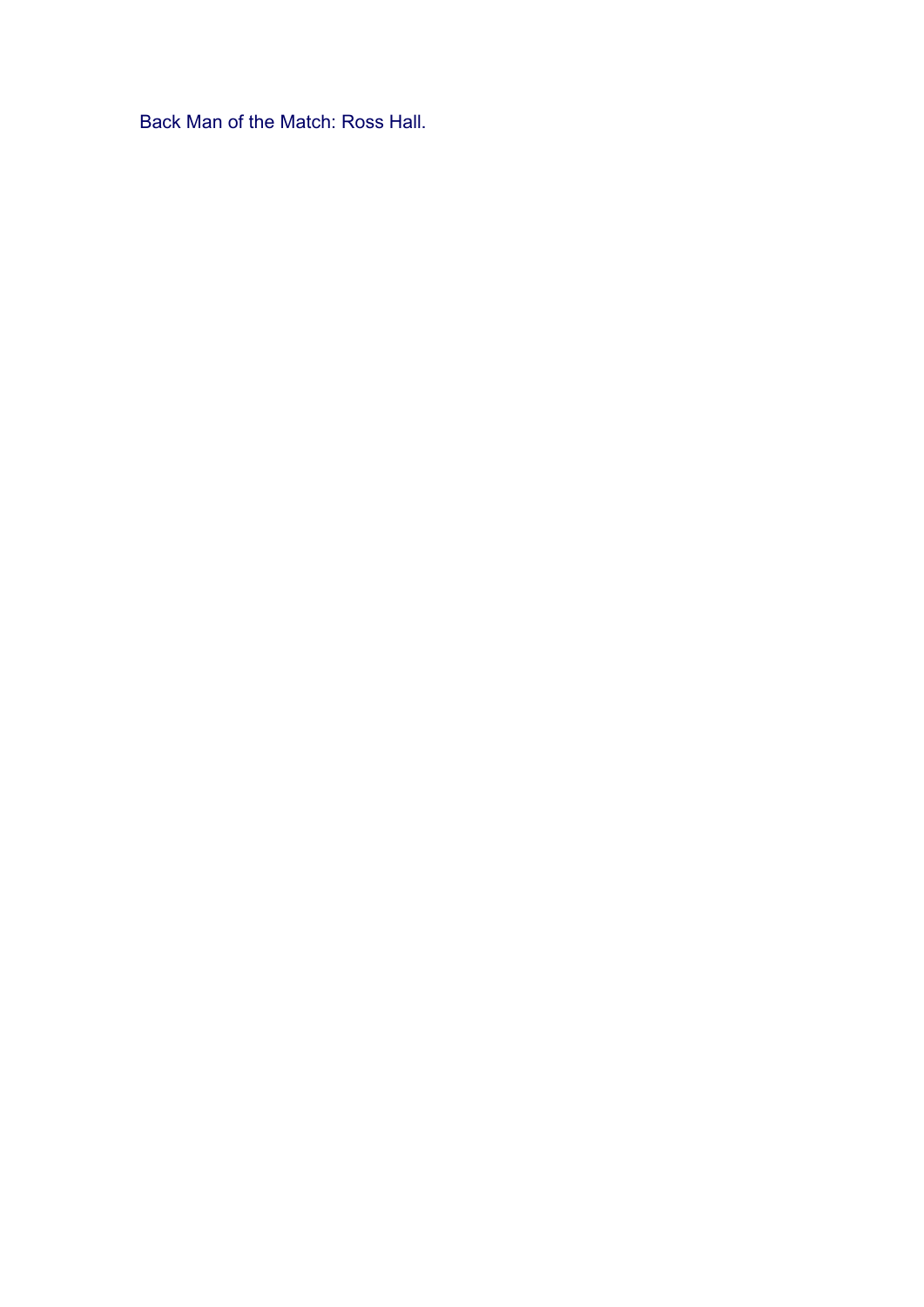Back Man of the Match: Ross Hall.